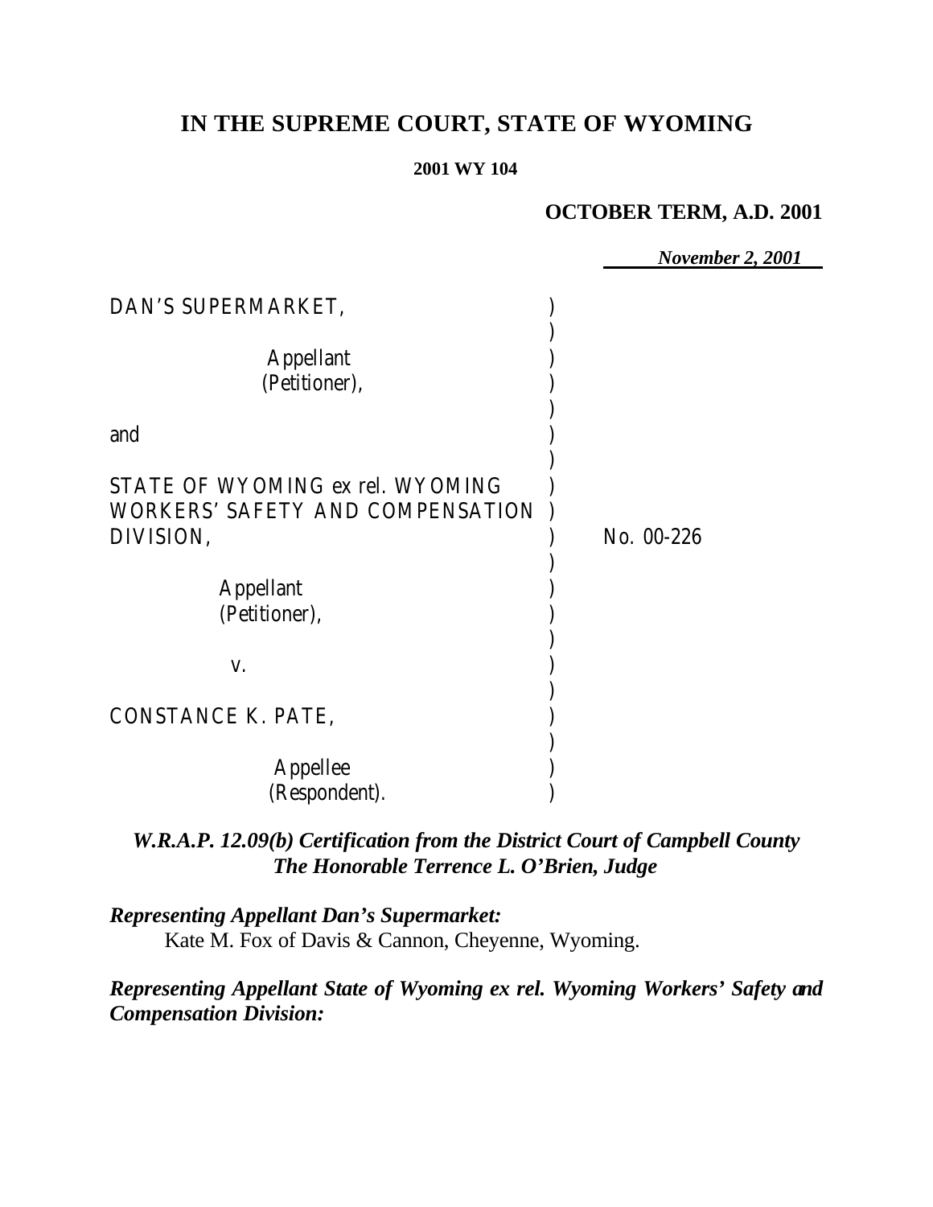# IN THE SUPREME COURT, STATE OF WYOMING

**2001 WY 104**

**OCTOBER TERM, A.D. 2001**

***November 2, 2001***

| | | |
|---|---|---|
| DAN'S SUPERMARKET, | ) | |
| | ) | |
| Appellant | ) | |
| (Petitioner), | ) | |
| | ) | |
| and | ) | |
| | ) | |
| STATE OF WYOMING ex rel. WYOMING | ) | |
| WORKERS' SAFETY AND COMPENSATION | ) | |
| DIVISION, | ) | No. 00-226 |
| | ) | |
| Appellant | ) | |
| (Petitioner), | ) | |
| | ) | |
| v. | ) | |
| | ) | |
| CONSTANCE K. PATE, | ) | |
| | ) | |
| Appellee | ) | |
| (Respondent). | ) | |

***W.R.A.P. 12.09(b) Certification from the District Court of Campbell County***
***The Honorable Terrence L. O'Brien, Judge***

***Representing Appellant Dan's Supermarket:***
Kate M. Fox of Davis & Cannon, Cheyenne, Wyoming.

***Representing Appellant State of Wyoming ex rel. Wyoming Workers' Safety and Compensation Division:***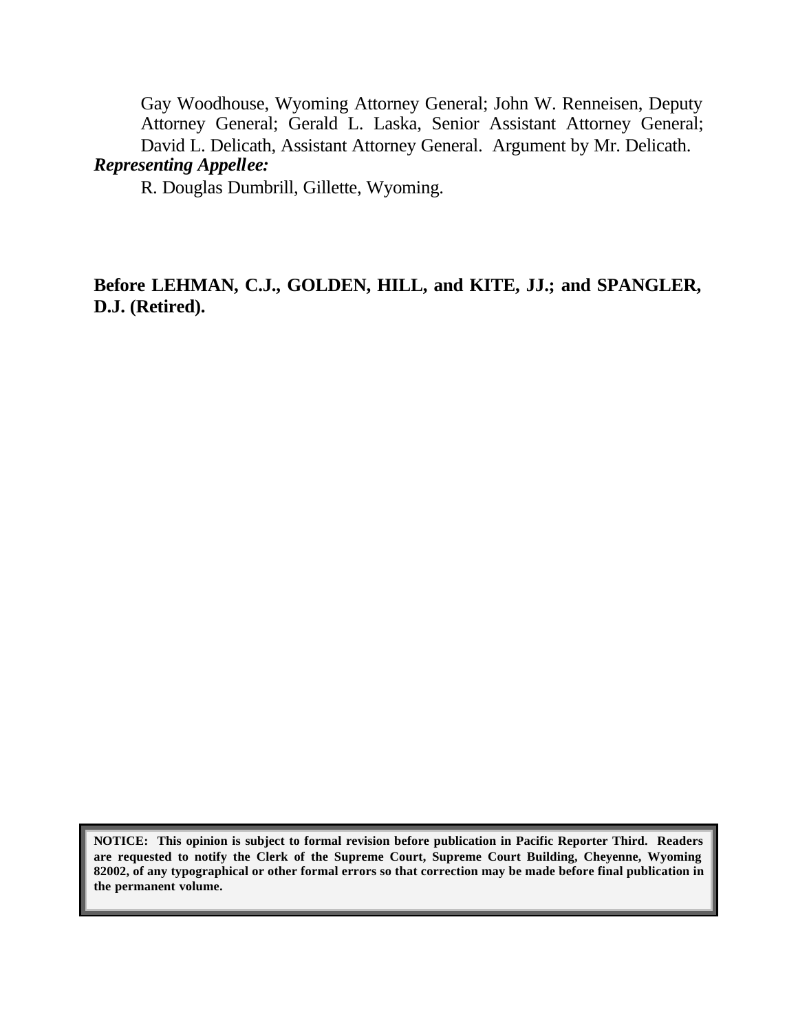Gay Woodhouse, Wyoming Attorney General; John W. Renneisen, Deputy Attorney General; Gerald L. Laska, Senior Assistant Attorney General; David L. Delicath, Assistant Attorney General. Argument by Mr. Delicath.

***Representing Appellee:***

R. Douglas Dumbrill, Gillette, Wyoming.

**Before LEHMAN, C.J., GOLDEN, HILL, and KITE, JJ.; and SPANGLER, D.J. (Retired).**

**NOTICE: This opinion is subject to formal revision before publication in Pacific Reporter Third. Readers are requested to notify the Clerk of the Supreme Court, Supreme Court Building, Cheyenne, Wyoming 82002, of any typographical or other formal errors so that correction may be made before final publication in the permanent volume.**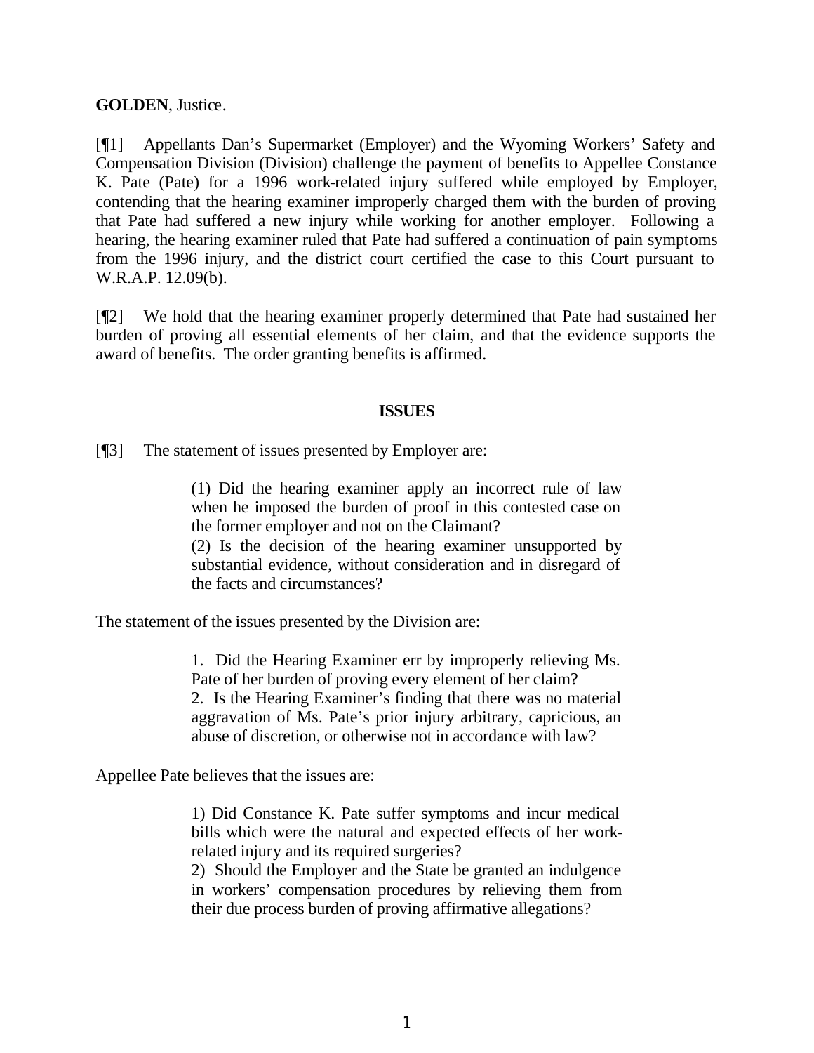**GOLDEN**, Justice.

[¶1] Appellants Dan's Supermarket (Employer) and the Wyoming Workers' Safety and Compensation Division (Division) challenge the payment of benefits to Appellee Constance K. Pate (Pate) for a 1996 work-related injury suffered while employed by Employer, contending that the hearing examiner improperly charged them with the burden of proving that Pate had suffered a new injury while working for another employer. Following a hearing, the hearing examiner ruled that Pate had suffered a continuation of pain symptoms from the 1996 injury, and the district court certified the case to this Court pursuant to W.R.A.P. 12.09(b).

[¶2] We hold that the hearing examiner properly determined that Pate had sustained her burden of proving all essential elements of her claim, and that the evidence supports the award of benefits. The order granting benefits is affirmed.

## ISSUES

[¶3] The statement of issues presented by Employer are:

> (1) Did the hearing examiner apply an incorrect rule of law when he imposed the burden of proof in this contested case on the former employer and not on the Claimant?
> (2) Is the decision of the hearing examiner unsupported by substantial evidence, without consideration and in disregard of the facts and circumstances?

The statement of the issues presented by the Division are:

> 1. Did the Hearing Examiner err by improperly relieving Ms. Pate of her burden of proving every element of her claim?
> 2. Is the Hearing Examiner's finding that there was no material aggravation of Ms. Pate's prior injury arbitrary, capricious, an abuse of discretion, or otherwise not in accordance with law?

Appellee Pate believes that the issues are:

> 1) Did Constance K. Pate suffer symptoms and incur medical bills which were the natural and expected effects of her work-related injury and its required surgeries?
> 2) Should the Employer and the State be granted an indulgence in workers' compensation procedures by relieving them from their due process burden of proving affirmative allegations?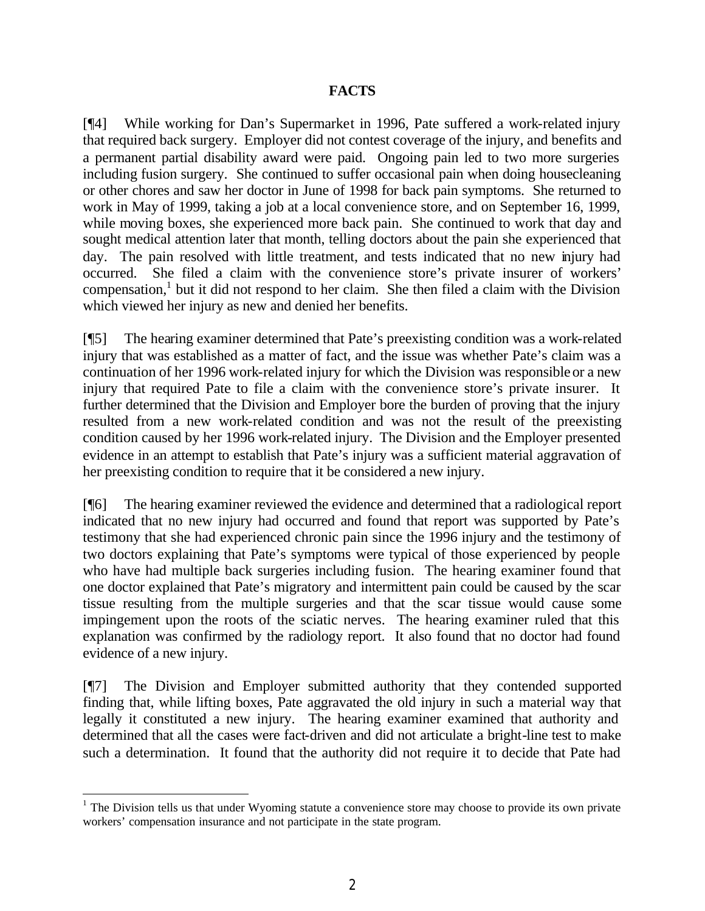**FACTS**

[¶4] While working for Dan's Supermarket in 1996, Pate suffered a work-related injury that required back surgery. Employer did not contest coverage of the injury, and benefits and a permanent partial disability award were paid. Ongoing pain led to two more surgeries including fusion surgery. She continued to suffer occasional pain when doing housecleaning or other chores and saw her doctor in June of 1998 for back pain symptoms. She returned to work in May of 1999, taking a job at a local convenience store, and on September 16, 1999, while moving boxes, she experienced more back pain. She continued to work that day and sought medical attention later that month, telling doctors about the pain she experienced that day. The pain resolved with little treatment, and tests indicated that no new injury had occurred. She filed a claim with the convenience store's private insurer of workers' compensation,[1] but it did not respond to her claim. She then filed a claim with the Division which viewed her injury as new and denied her benefits.

[¶5] The hearing examiner determined that Pate's preexisting condition was a work-related injury that was established as a matter of fact, and the issue was whether Pate's claim was a continuation of her 1996 work-related injury for which the Division was responsible or a new injury that required Pate to file a claim with the convenience store's private insurer. It further determined that the Division and Employer bore the burden of proving that the injury resulted from a new work-related condition and was not the result of the preexisting condition caused by her 1996 work-related injury. The Division and the Employer presented evidence in an attempt to establish that Pate's injury was a sufficient material aggravation of her preexisting condition to require that it be considered a new injury.

[¶6] The hearing examiner reviewed the evidence and determined that a radiological report indicated that no new injury had occurred and found that report was supported by Pate's testimony that she had experienced chronic pain since the 1996 injury and the testimony of two doctors explaining that Pate's symptoms were typical of those experienced by people who have had multiple back surgeries including fusion. The hearing examiner found that one doctor explained that Pate's migratory and intermittent pain could be caused by the scar tissue resulting from the multiple surgeries and that the scar tissue would cause some impingement upon the roots of the sciatic nerves. The hearing examiner ruled that this explanation was confirmed by the radiology report. It also found that no doctor had found evidence of a new injury.

[¶7] The Division and Employer submitted authority that they contended supported finding that, while lifting boxes, Pate aggravated the old injury in such a material way that legally it constituted a new injury. The hearing examiner examined that authority and determined that all the cases were fact-driven and did not articulate a bright-line test to make such a determination. It found that the authority did not require it to decide that Pate had

---

[1] The Division tells us that under Wyoming statute a convenience store may choose to provide its own private workers' compensation insurance and not participate in the state program.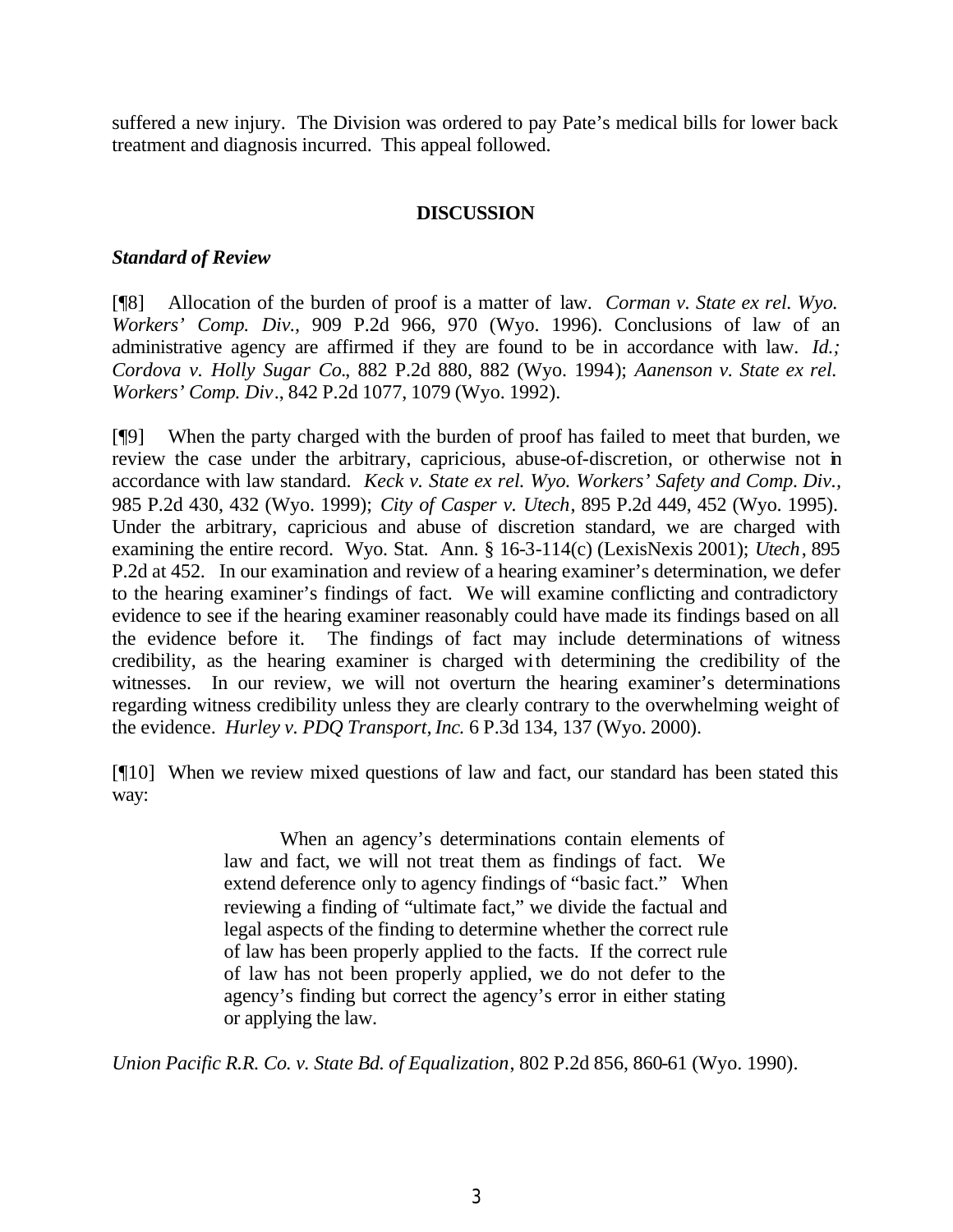suffered a new injury. The Division was ordered to pay Pate's medical bills for lower back treatment and diagnosis incurred. This appeal followed.

## DISCUSSION

### *Standard of Review*

[¶8] Allocation of the burden of proof is a matter of law. *Corman v. State ex rel. Wyo. Workers' Comp. Div.,* 909 P.2d 966, 970 (Wyo. 1996). Conclusions of law of an administrative agency are affirmed if they are found to be in accordance with law. *Id.; Cordova v. Holly Sugar Co.*, 882 P.2d 880, 882 (Wyo. 1994); *Aanenson v. State ex rel. Workers' Comp. Div*., 842 P.2d 1077, 1079 (Wyo. 1992).

[¶9] When the party charged with the burden of proof has failed to meet that burden, we review the case under the arbitrary, capricious, abuse-of-discretion, or otherwise not in accordance with law standard. *Keck v. State ex rel. Wyo. Workers' Safety and Comp. Div.*, 985 P.2d 430, 432 (Wyo. 1999); *City of Casper v. Utech*, 895 P.2d 449, 452 (Wyo. 1995). Under the arbitrary, capricious and abuse of discretion standard, we are charged with examining the entire record. Wyo. Stat. Ann. § 16-3-114(c) (LexisNexis 2001); *Utech*, 895 P.2d at 452. In our examination and review of a hearing examiner's determination, we defer to the hearing examiner's findings of fact. We will examine conflicting and contradictory evidence to see if the hearing examiner reasonably could have made its findings based on all the evidence before it. The findings of fact may include determinations of witness credibility, as the hearing examiner is charged with determining the credibility of the witnesses. In our review, we will not overturn the hearing examiner's determinations regarding witness credibility unless they are clearly contrary to the overwhelming weight of the evidence. *Hurley v. PDQ Transport, Inc.* 6 P.3d 134, 137 (Wyo. 2000).

[¶10] When we review mixed questions of law and fact, our standard has been stated this way:

> When an agency's determinations contain elements of law and fact, we will not treat them as findings of fact. We extend deference only to agency findings of "basic fact." When reviewing a finding of "ultimate fact," we divide the factual and legal aspects of the finding to determine whether the correct rule of law has been properly applied to the facts. If the correct rule of law has not been properly applied, we do not defer to the agency's finding but correct the agency's error in either stating or applying the law.

*Union Pacific R.R. Co. v. State Bd. of Equalization*, 802 P.2d 856, 860-61 (Wyo. 1990).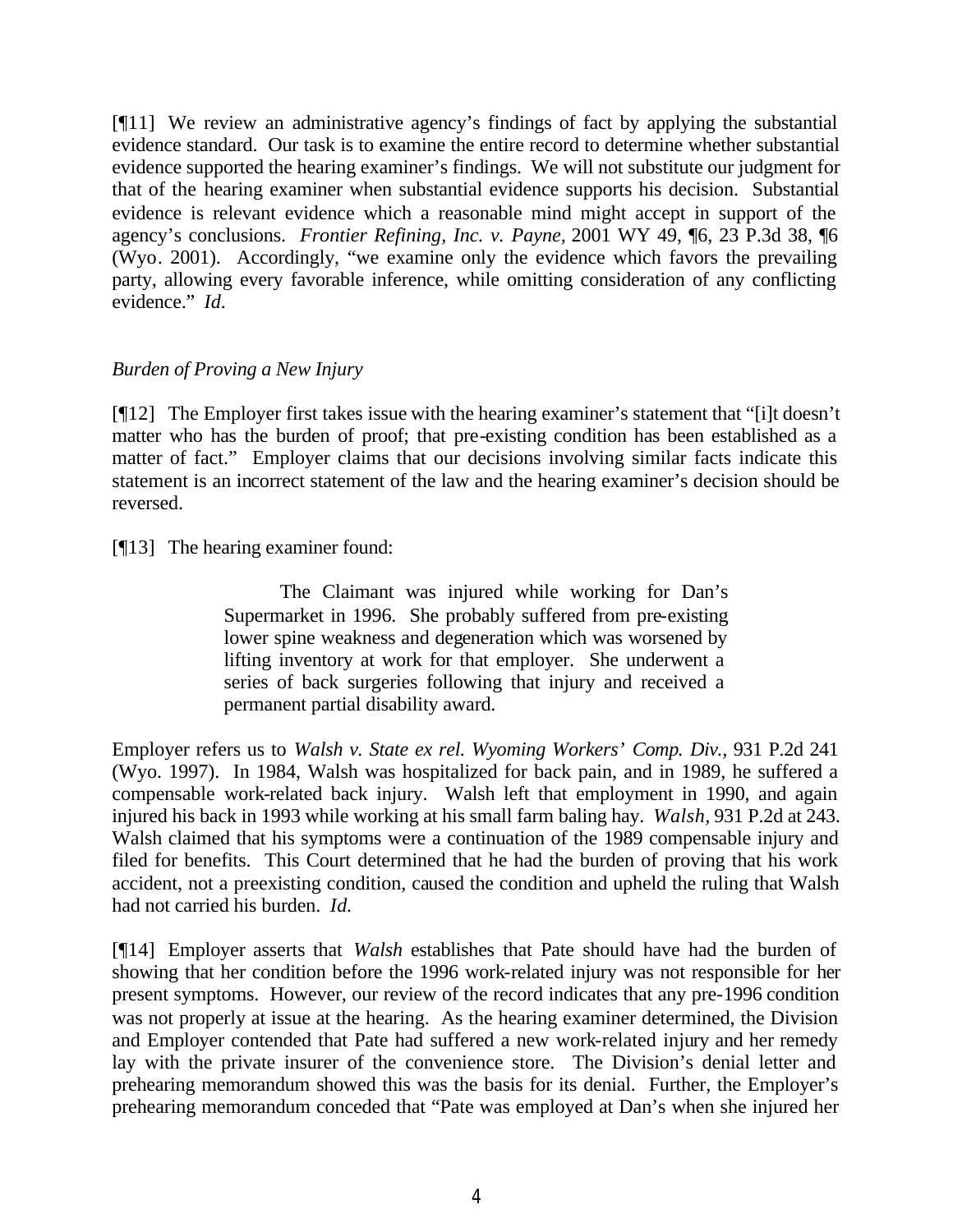[¶11] We review an administrative agency's findings of fact by applying the substantial evidence standard. Our task is to examine the entire record to determine whether substantial evidence supported the hearing examiner's findings. We will not substitute our judgment for that of the hearing examiner when substantial evidence supports his decision. Substantial evidence is relevant evidence which a reasonable mind might accept in support of the agency's conclusions. *Frontier Refining, Inc. v. Payne*, 2001 WY 49, ¶6, 23 P.3d 38, ¶6 (Wyo. 2001). Accordingly, "we examine only the evidence which favors the prevailing party, allowing every favorable inference, while omitting consideration of any conflicting evidence." *Id.*

*Burden of Proving a New Injury*

[¶12] The Employer first takes issue with the hearing examiner's statement that "[i]t doesn't matter who has the burden of proof; that pre-existing condition has been established as a matter of fact." Employer claims that our decisions involving similar facts indicate this statement is an incorrect statement of the law and the hearing examiner's decision should be reversed.

[¶13] The hearing examiner found:

> The Claimant was injured while working for Dan's Supermarket in 1996. She probably suffered from pre-existing lower spine weakness and degeneration which was worsened by lifting inventory at work for that employer. She underwent a series of back surgeries following that injury and received a permanent partial disability award.

Employer refers us to *Walsh v. State ex rel. Wyoming Workers' Comp. Div.*, 931 P.2d 241 (Wyo. 1997). In 1984, Walsh was hospitalized for back pain, and in 1989, he suffered a compensable work-related back injury. Walsh left that employment in 1990, and again injured his back in 1993 while working at his small farm baling hay. *Walsh*, 931 P.2d at 243. Walsh claimed that his symptoms were a continuation of the 1989 compensable injury and filed for benefits. This Court determined that he had the burden of proving that his work accident, not a preexisting condition, caused the condition and upheld the ruling that Walsh had not carried his burden. *Id.*

[¶14] Employer asserts that *Walsh* establishes that Pate should have had the burden of showing that her condition before the 1996 work-related injury was not responsible for her present symptoms. However, our review of the record indicates that any pre-1996 condition was not properly at issue at the hearing. As the hearing examiner determined, the Division and Employer contended that Pate had suffered a new work-related injury and her remedy lay with the private insurer of the convenience store. The Division's denial letter and prehearing memorandum showed this was the basis for its denial. Further, the Employer's prehearing memorandum conceded that "Pate was employed at Dan's when she injured her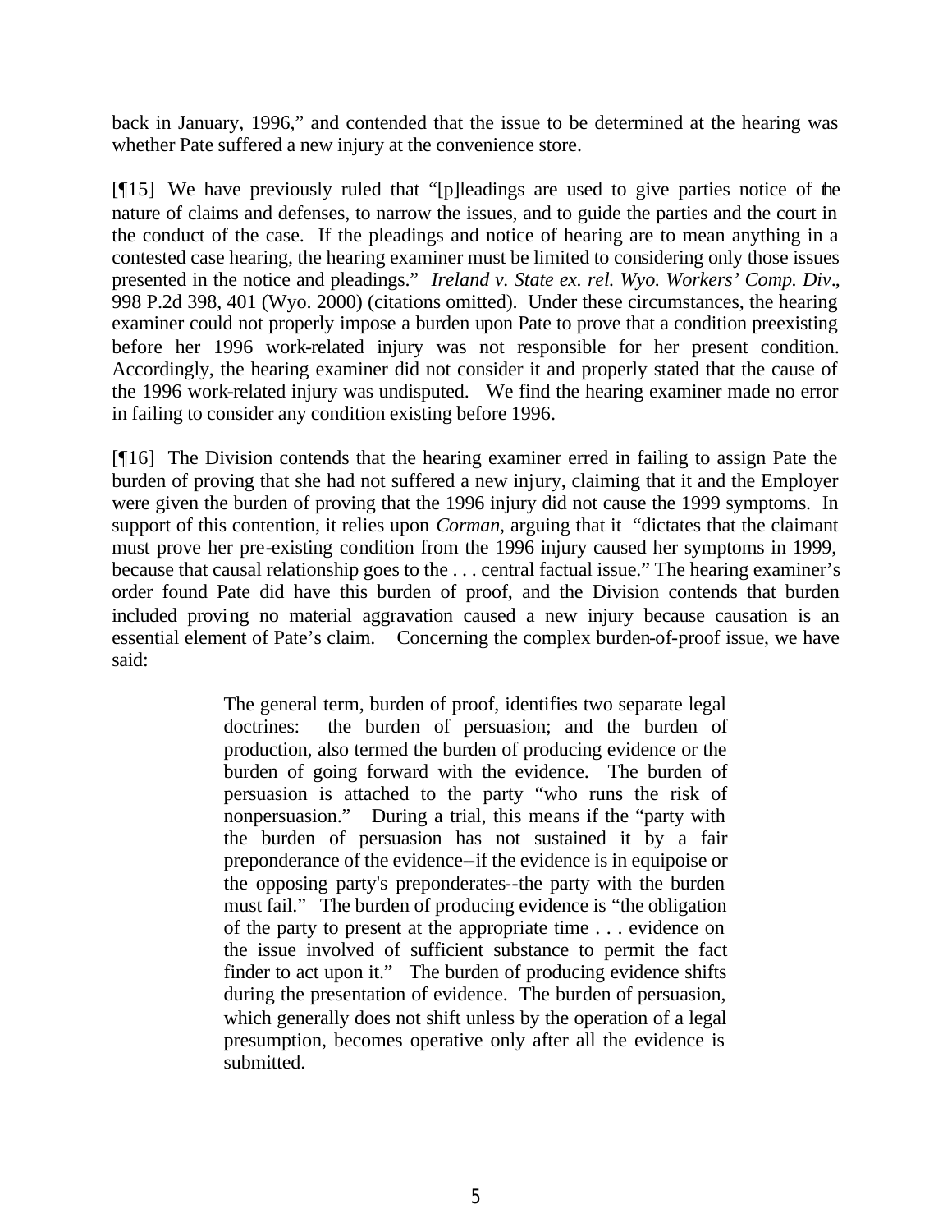back in January, 1996," and contended that the issue to be determined at the hearing was whether Pate suffered a new injury at the convenience store.

[¶15] We have previously ruled that "[p]leadings are used to give parties notice of the nature of claims and defenses, to narrow the issues, and to guide the parties and the court in the conduct of the case. If the pleadings and notice of hearing are to mean anything in a contested case hearing, the hearing examiner must be limited to considering only those issues presented in the notice and pleadings." *Ireland v. State ex. rel. Wyo. Workers' Comp. Div*., 998 P.2d 398, 401 (Wyo. 2000) (citations omitted). Under these circumstances, the hearing examiner could not properly impose a burden upon Pate to prove that a condition preexisting before her 1996 work-related injury was not responsible for her present condition. Accordingly, the hearing examiner did not consider it and properly stated that the cause of the 1996 work-related injury was undisputed. We find the hearing examiner made no error in failing to consider any condition existing before 1996.

[¶16] The Division contends that the hearing examiner erred in failing to assign Pate the burden of proving that she had not suffered a new injury, claiming that it and the Employer were given the burden of proving that the 1996 injury did not cause the 1999 symptoms. In support of this contention, it relies upon *Corman*, arguing that it "dictates that the claimant must prove her pre-existing condition from the 1996 injury caused her symptoms in 1999, because that causal relationship goes to the . . . central factual issue." The hearing examiner's order found Pate did have this burden of proof, and the Division contends that burden included proving no material aggravation caused a new injury because causation is an essential element of Pate's claim. Concerning the complex burden-of-proof issue, we have said:

> The general term, burden of proof, identifies two separate legal doctrines: the burden of persuasion; and the burden of production, also termed the burden of producing evidence or the burden of going forward with the evidence. The burden of persuasion is attached to the party "who runs the risk of nonpersuasion." During a trial, this means if the "party with the burden of persuasion has not sustained it by a fair preponderance of the evidence--if the evidence is in equipoise or the opposing party's preponderates--the party with the burden must fail." The burden of producing evidence is "the obligation of the party to present at the appropriate time . . . evidence on the issue involved of sufficient substance to permit the fact finder to act upon it." The burden of producing evidence shifts during the presentation of evidence. The burden of persuasion, which generally does not shift unless by the operation of a legal presumption, becomes operative only after all the evidence is submitted.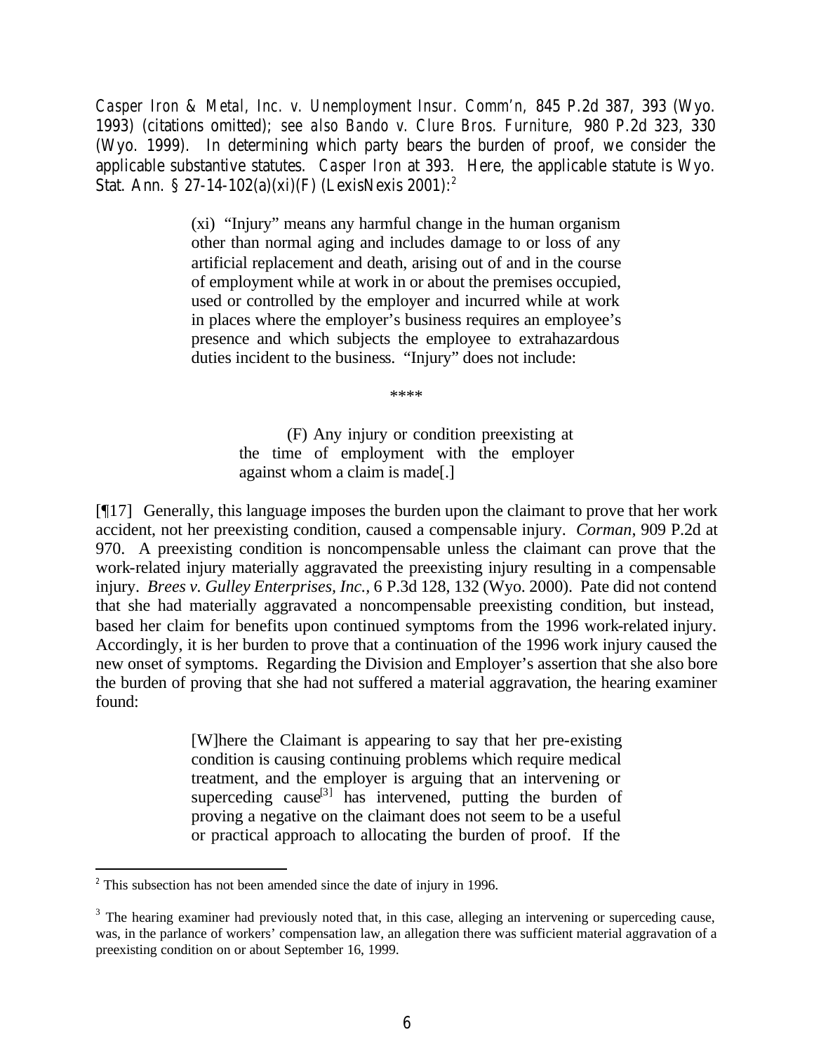*Casper Iron & Metal, Inc. v. Unemployment Insur. Comm'n*, 845 P.2d 387, 393 (Wyo. 1993) (citations omitted); *see also Bando v. Clure Bros. Furniture*, 980 P.2d 323, 330 (Wyo. 1999). In determining which party bears the burden of proof, we consider the applicable substantive statutes. *Casper Iron* at 393. Here, the applicable statute is Wyo. Stat. Ann. § 27-14-102(a)(xi)(F) (LexisNexis 2001):[2]

> (xi) "Injury" means any harmful change in the human organism other than normal aging and includes damage to or loss of any artificial replacement and death, arising out of and in the course of employment while at work in or about the premises occupied, used or controlled by the employer and incurred while at work in places where the employer's business requires an employee's presence and which subjects the employee to extrahazardous duties incident to the business. "Injury" does not include:
>
> \*\*\*\*
>
> (F) Any injury or condition preexisting at the time of employment with the employer against whom a claim is made[.]

[¶17] Generally, this language imposes the burden upon the claimant to prove that her work accident, not her preexisting condition, caused a compensable injury. *Corman*, 909 P.2d at 970. A preexisting condition is noncompensable unless the claimant can prove that the work-related injury materially aggravated the preexisting injury resulting in a compensable injury. *Brees v. Gulley Enterprises, Inc.*, 6 P.3d 128, 132 (Wyo. 2000). Pate did not contend that she had materially aggravated a noncompensable preexisting condition, but instead, based her claim for benefits upon continued symptoms from the 1996 work-related injury. Accordingly, it is her burden to prove that a continuation of the 1996 work injury caused the new onset of symptoms. Regarding the Division and Employer's assertion that she also bore the burden of proving that she had not suffered a material aggravation, the hearing examiner found:

> [W]here the Claimant is appearing to say that her pre-existing condition is causing continuing problems which require medical treatment, and the employer is arguing that an intervening or superceding cause[3] has intervened, putting the burden of proving a negative on the claimant does not seem to be a useful or practical approach to allocating the burden of proof. If the

---

[2] This subsection has not been amended since the date of injury in 1996.

[3] The hearing examiner had previously noted that, in this case, alleging an intervening or superceding cause, was, in the parlance of workers' compensation law, an allegation there was sufficient material aggravation of a preexisting condition on or about September 16, 1999.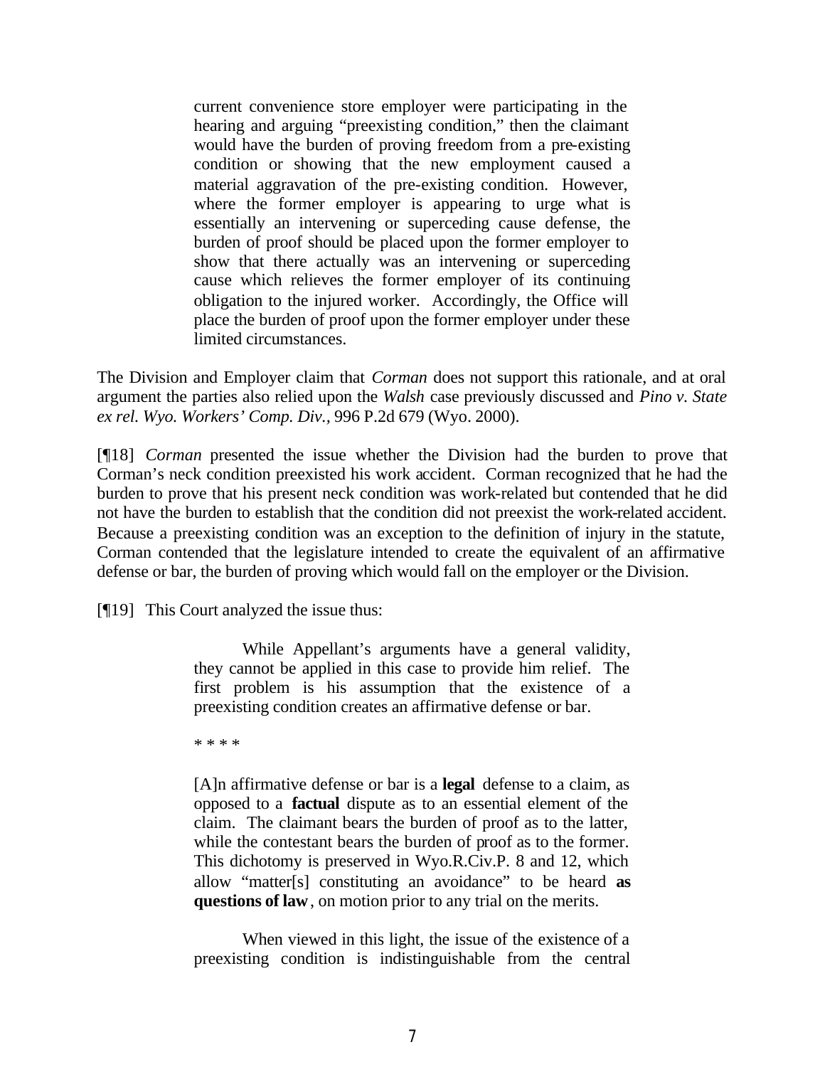> current convenience store employer were participating in the hearing and arguing "preexisting condition," then the claimant would have the burden of proving freedom from a pre-existing condition or showing that the new employment caused a material aggravation of the pre-existing condition. However, where the former employer is appearing to urge what is essentially an intervening or superceding cause defense, the burden of proof should be placed upon the former employer to show that there actually was an intervening or superceding cause which relieves the former employer of its continuing obligation to the injured worker. Accordingly, the Office will place the burden of proof upon the former employer under these limited circumstances.

The Division and Employer claim that *Corman* does not support this rationale, and at oral argument the parties also relied upon the *Walsh* case previously discussed and *Pino v. State ex rel. Wyo. Workers' Comp. Div.*, 996 P.2d 679 (Wyo. 2000).

[¶18] *Corman* presented the issue whether the Division had the burden to prove that Corman's neck condition preexisted his work accident. Corman recognized that he had the burden to prove that his present neck condition was work-related but contended that he did not have the burden to establish that the condition did not preexist the work-related accident. Because a preexisting condition was an exception to the definition of injury in the statute, Corman contended that the legislature intended to create the equivalent of an affirmative defense or bar, the burden of proving which would fall on the employer or the Division.

[¶19] This Court analyzed the issue thus:

> While Appellant's arguments have a general validity, they cannot be applied in this case to provide him relief. The first problem is his assumption that the existence of a preexisting condition creates an affirmative defense or bar.
>
> * * * *
>
> [A]n affirmative defense or bar is a **legal** defense to a claim, as opposed to a **factual** dispute as to an essential element of the claim. The claimant bears the burden of proof as to the latter, while the contestant bears the burden of proof as to the former. This dichotomy is preserved in Wyo.R.Civ.P. 8 and 12, which allow "matter[s] constituting an avoidance" to be heard **as questions of law**, on motion prior to any trial on the merits.
>
> When viewed in this light, the issue of the existence of a preexisting condition is indistinguishable from the central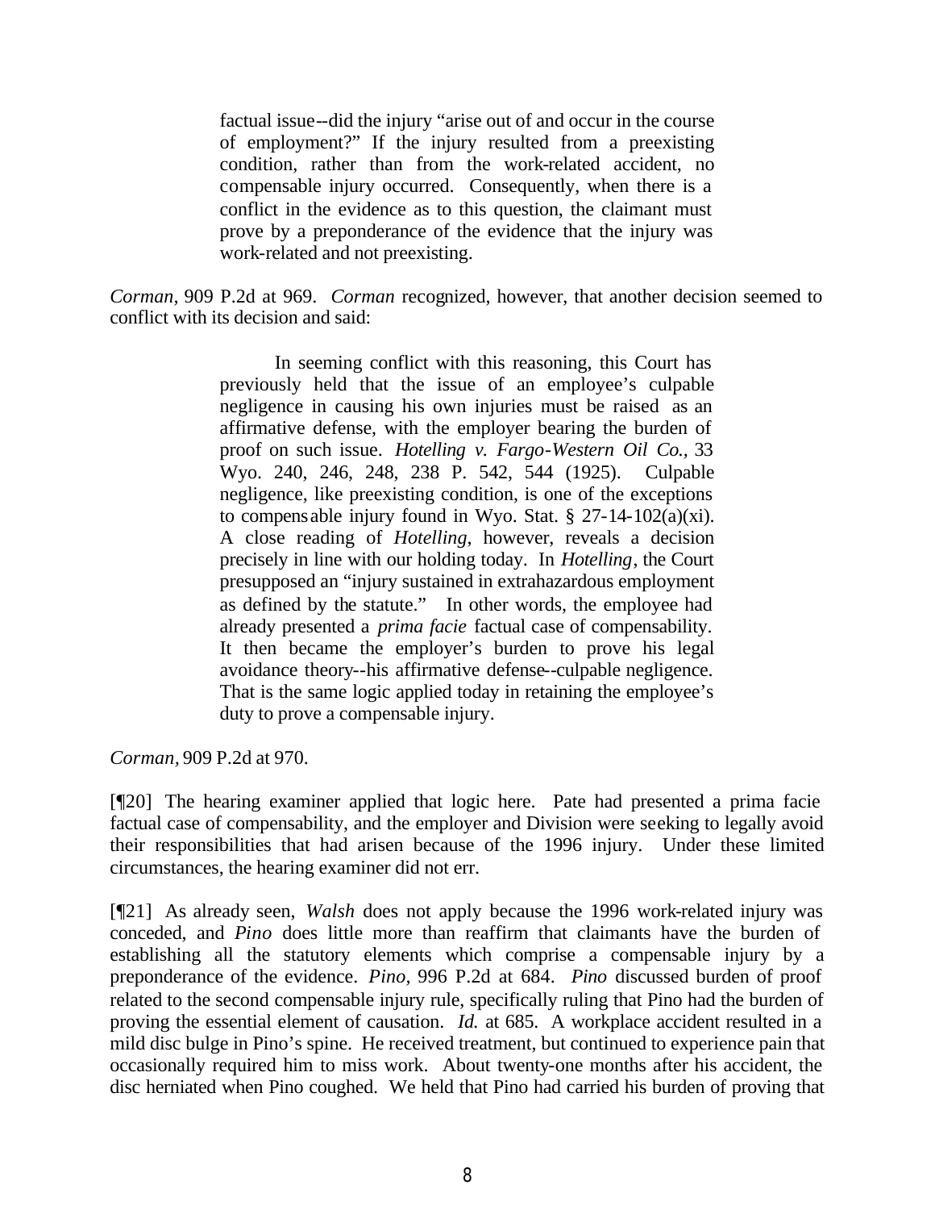> factual issue--did the injury "arise out of and occur in the course of employment?" If the injury resulted from a preexisting condition, rather than from the work-related accident, no compensable injury occurred. Consequently, when there is a conflict in the evidence as to this question, the claimant must prove by a preponderance of the evidence that the injury was work-related and not preexisting.

*Corman,* 909 P.2d at 969. *Corman* recognized, however, that another decision seemed to conflict with its decision and said:

> In seeming conflict with this reasoning, this Court has previously held that the issue of an employee's culpable negligence in causing his own injuries must be raised as an affirmative defense, with the employer bearing the burden of proof on such issue. *Hotelling v. Fargo-Western Oil Co.,* 33 Wyo. 240, 246, 248, 238 P. 542, 544 (1925). Culpable negligence, like preexisting condition, is one of the exceptions to compensable injury found in Wyo. Stat. § 27-14-102(a)(xi). A close reading of *Hotelling*, however, reveals a decision precisely in line with our holding today. In *Hotelling*, the Court presupposed an "injury sustained in extrahazardous employment as defined by the statute." In other words, the employee had already presented a *prima facie* factual case of compensability. It then became the employer's burden to prove his legal avoidance theory--his affirmative defense--culpable negligence. That is the same logic applied today in retaining the employee's duty to prove a compensable injury.

*Corman,* 909 P.2d at 970.

[¶20] The hearing examiner applied that logic here. Pate had presented a prima facie factual case of compensability, and the employer and Division were seeking to legally avoid their responsibilities that had arisen because of the 1996 injury. Under these limited circumstances, the hearing examiner did not err.

[¶21] As already seen, *Walsh* does not apply because the 1996 work-related injury was conceded, and *Pino* does little more than reaffirm that claimants have the burden of establishing all the statutory elements which comprise a compensable injury by a preponderance of the evidence. *Pino,* 996 P.2d at 684. *Pino* discussed burden of proof related to the second compensable injury rule, specifically ruling that Pino had the burden of proving the essential element of causation. *Id.* at 685. A workplace accident resulted in a mild disc bulge in Pino's spine. He received treatment, but continued to experience pain that occasionally required him to miss work. About twenty-one months after his accident, the disc herniated when Pino coughed. We held that Pino had carried his burden of proving that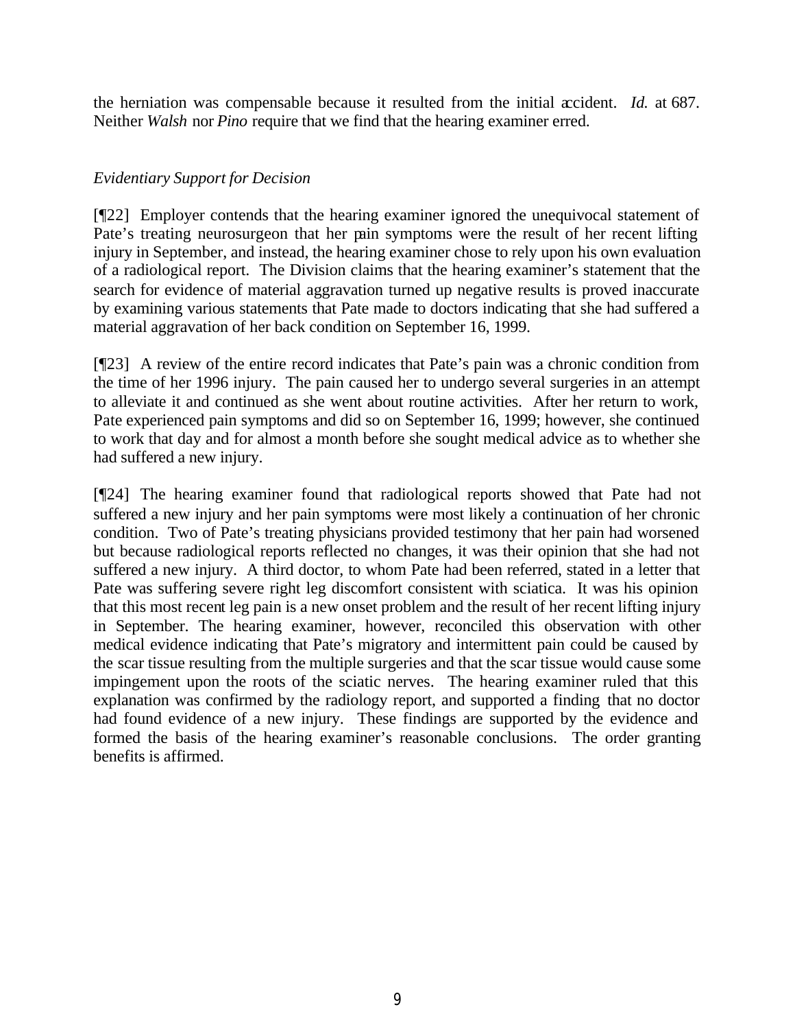the herniation was compensable because it resulted from the initial accident. *Id.* at 687. Neither *Walsh* nor *Pino* require that we find that the hearing examiner erred.

*Evidentiary Support for Decision*

[¶22] Employer contends that the hearing examiner ignored the unequivocal statement of Pate's treating neurosurgeon that her pain symptoms were the result of her recent lifting injury in September, and instead, the hearing examiner chose to rely upon his own evaluation of a radiological report. The Division claims that the hearing examiner's statement that the search for evidence of material aggravation turned up negative results is proved inaccurate by examining various statements that Pate made to doctors indicating that she had suffered a material aggravation of her back condition on September 16, 1999.

[¶23] A review of the entire record indicates that Pate's pain was a chronic condition from the time of her 1996 injury. The pain caused her to undergo several surgeries in an attempt to alleviate it and continued as she went about routine activities. After her return to work, Pate experienced pain symptoms and did so on September 16, 1999; however, she continued to work that day and for almost a month before she sought medical advice as to whether she had suffered a new injury.

[¶24] The hearing examiner found that radiological reports showed that Pate had not suffered a new injury and her pain symptoms were most likely a continuation of her chronic condition. Two of Pate's treating physicians provided testimony that her pain had worsened but because radiological reports reflected no changes, it was their opinion that she had not suffered a new injury. A third doctor, to whom Pate had been referred, stated in a letter that Pate was suffering severe right leg discomfort consistent with sciatica. It was his opinion that this most recent leg pain is a new onset problem and the result of her recent lifting injury in September. The hearing examiner, however, reconciled this observation with other medical evidence indicating that Pate's migratory and intermittent pain could be caused by the scar tissue resulting from the multiple surgeries and that the scar tissue would cause some impingement upon the roots of the sciatic nerves. The hearing examiner ruled that this explanation was confirmed by the radiology report, and supported a finding that no doctor had found evidence of a new injury. These findings are supported by the evidence and formed the basis of the hearing examiner's reasonable conclusions. The order granting benefits is affirmed.